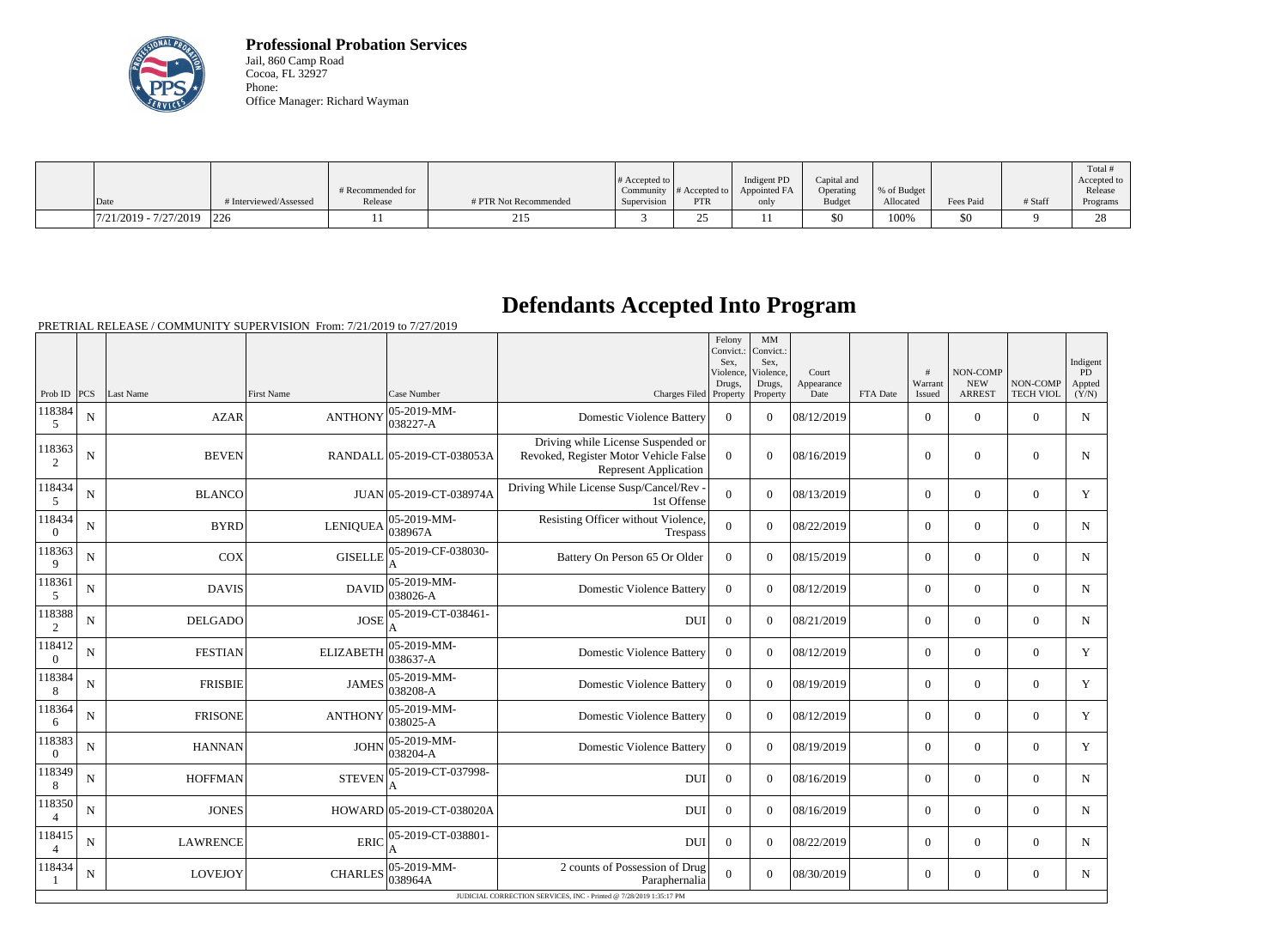**Professional Probation Services**
Jail, 860 Camp Road
Cocoa, FL 32927
Phone:
Office Manager: Richard Wayman

| Date | # Interviewed/Assessed | # Recommended for Release | # PTR Not Recommended | # Accepted to Community Supervision | # Accepted to PTR | Indigent PD Appointed FA only | Capital and Operating Budget | % of Budget Allocated | Fees Paid | # Staff | Total # Accepted to Release Programs |
|---|---|---|---|---|---|---|---|---|---|---|---|
| 7/21/2019 - 7/27/2019 | 226 | 11 | 215 | 3 | 25 | 11 | $0 | 100% | $0 | 9 | 28 |

# Defendants Accepted Into Program

PRETRIAL RELEASE / COMMUNITY SUPERVISION From: 7/21/2019 to 7/27/2019

| Prob ID | PCS | Last Name | First Name | Case Number | Charges Filed | Felony Convict.: Sex, Violence, Drugs, Property | MM Convict.: Sex, Violence, Drugs, Property | Court Appearance Date | FTA Date | # Warrant Issued | NON-COMP NEW ARREST | NON-COMP TECH VIOL | Indigent PD Appted (Y/N) |
|---|---|---|---|---|---|---|---|---|---|---|---|---|---|
| 1183845 | N | AZAR | ANTHONY | 05-2019-MM-038227-A | Domestic Violence Battery | 0 | 0 | 08/12/2019 | | 0 | 0 | 0 | N |
| 1183632 | N | BEVEN | RANDALL | 05-2019-CT-038053A | Driving while License Suspended or Revoked, Register Motor Vehicle False Represent Application | 0 | 0 | 08/16/2019 | | 0 | 0 | 0 | N |
| 1184345 | N | BLANCO | JUAN | 05-2019-CT-038974A | Driving While License Susp/Cancel/Rev - 1st Offense | 0 | 0 | 08/13/2019 | | 0 | 0 | 0 | Y |
| 1184340 | N | BYRD | LENIQUEA | 05-2019-MM-038967A | Resisting Officer without Violence, Trespass | 0 | 0 | 08/22/2019 | | 0 | 0 | 0 | N |
| 1183639 | N | COX | GISELLE | 05-2019-CF-038030-A | Battery On Person 65 Or Older | 0 | 0 | 08/15/2019 | | 0 | 0 | 0 | N |
| 1183615 | N | DAVIS | DAVID | 05-2019-MM-038026-A | Domestic Violence Battery | 0 | 0 | 08/12/2019 | | 0 | 0 | 0 | N |
| 1183882 | N | DELGADO | JOSE | 05-2019-CT-038461-A | DUI | 0 | 0 | 08/21/2019 | | 0 | 0 | 0 | N |
| 1184120 | N | FESTIAN | ELIZABETH | 05-2019-MM-038637-A | Domestic Violence Battery | 0 | 0 | 08/12/2019 | | 0 | 0 | 0 | Y |
| 1183848 | N | FRISBIE | JAMES | 05-2019-MM-038208-A | Domestic Violence Battery | 0 | 0 | 08/19/2019 | | 0 | 0 | 0 | Y |
| 1183646 | N | FRISONE | ANTHONY | 05-2019-MM-038025-A | Domestic Violence Battery | 0 | 0 | 08/12/2019 | | 0 | 0 | 0 | Y |
| 1183830 | N | HANNAN | JOHN | 05-2019-MM-038204-A | Domestic Violence Battery | 0 | 0 | 08/19/2019 | | 0 | 0 | 0 | Y |
| 1183498 | N | HOFFMAN | STEVEN | 05-2019-CT-037998-A | DUI | 0 | 0 | 08/16/2019 | | 0 | 0 | 0 | N |
| 1183504 | N | JONES | HOWARD | 05-2019-CT-038020A | DUI | 0 | 0 | 08/16/2019 | | 0 | 0 | 0 | N |
| 1184154 | N | LAWRENCE | ERIC | 05-2019-CT-038801-A | DUI | 0 | 0 | 08/22/2019 | | 0 | 0 | 0 | N |
| 1184341 | N | LOVEJOY | CHARLES | 05-2019-MM-038964A | 2 counts of Possession of Drug Paraphernalia | 0 | 0 | 08/30/2019 | | 0 | 0 | 0 | N |

JUDICIAL CORRECTION SERVICES, INC - Printed @ 7/28/2019 1:35:17 PM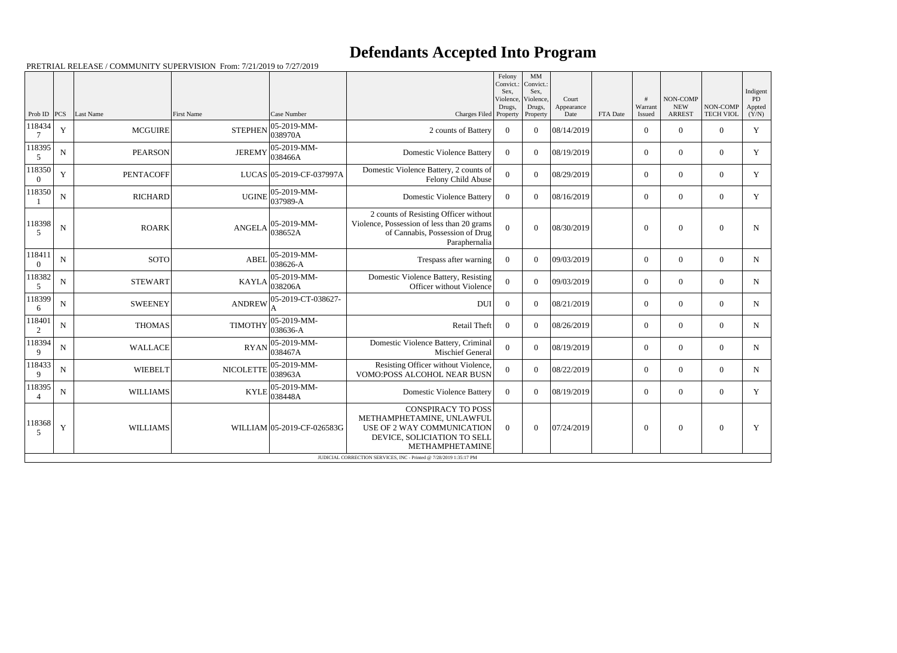# Defendants Accepted Into Program

PRETRIAL RELEASE / COMMUNITY SUPERVISION From: 7/21/2019 to 7/27/2019

| Prob ID | PCS | Last Name | First Name | Case Number | Charges Filed | Felony Convict.: Sex, Violence, Drugs, Property | MM Convict.: Sex, Violence, Drugs, Property | Court Appearance Date | FTA Date | # Warrant Issued | NON-COMP NEW ARREST | NON-COMP TECH VIOL | Indigent PD Appted (Y/N) |
|---|---|---|---|---|---|---|---|---|---|---|---|---|---|
| 1184347 | Y | MCGUIRE | STEPHEN | 05-2019-MM-038970A | 2 counts of Battery | 0 | 0 | 08/14/2019 | | 0 | 0 | 0 | Y |
| 1183955 | N | PEARSON | JEREMY | 05-2019-MM-038466A | Domestic Violence Battery | 0 | 0 | 08/19/2019 | | 0 | 0 | 0 | Y |
| 1183500 | Y | PENTACOFF | LUCAS | 05-2019-CF-037997A | Domestic Violence Battery, 2 counts of Felony Child Abuse | 0 | 0 | 08/29/2019 | | 0 | 0 | 0 | Y |
| 1183501 | N | RICHARD | UGINE | 05-2019-MM-037989-A | Domestic Violence Battery | 0 | 0 | 08/16/2019 | | 0 | 0 | 0 | Y |
| 1183985 | N | ROARK | ANGELA | 05-2019-MM-038652A | 2 counts of Resisting Officer without Violence, Possession of less than 20 grams of Cannabis, Possession of Drug Paraphernalia | 0 | 0 | 08/30/2019 | | 0 | 0 | 0 | N |
| 1184110 | N | SOTO | ABEL | 05-2019-MM-038626-A | Trespass after warning | 0 | 0 | 09/03/2019 | | 0 | 0 | 0 | N |
| 1183825 | N | STEWART | KAYLA | 05-2019-MM-038206A | Domestic Violence Battery, Resisting Officer without Violence | 0 | 0 | 09/03/2019 | | 0 | 0 | 0 | N |
| 1183996 | N | SWEENEY | ANDREW | 05-2019-CT-038627-A | DUI | 0 | 0 | 08/21/2019 | | 0 | 0 | 0 | N |
| 1184012 | N | THOMAS | TIMOTHY | 05-2019-MM-038636-A | Retail Theft | 0 | 0 | 08/26/2019 | | 0 | 0 | 0 | N |
| 1183949 | N | WALLACE | RYAN | 05-2019-MM-038467A | Domestic Violence Battery, Criminal Mischief General | 0 | 0 | 08/19/2019 | | 0 | 0 | 0 | N |
| 1184339 | N | WIEBELT | NICOLETTE | 05-2019-MM-038963A | Resisting Officer without Violence, VOMO:POSS ALCOHOL NEAR BUSN | 0 | 0 | 08/22/2019 | | 0 | 0 | 0 | N |
| 1183954 | N | WILLIAMS | KYLE | 05-2019-MM-038448A | Domestic Violence Battery | 0 | 0 | 08/19/2019 | | 0 | 0 | 0 | Y |
| 1183685 | Y | WILLIAMS | WILLIAM | 05-2019-CF-026583G | CONSPIRACY TO POSS METHAMPHETAMINE, UNLAWFUL USE OF 2 WAY COMMUNICATION DEVICE, SOLICIATION TO SELL METHAMPHETAMINE | 0 | 0 | 07/24/2019 | | 0 | 0 | 0 | Y |

JUDICIAL CORRECTION SERVICES, INC - Printed @ 7/28/2019 1:35:17 PM